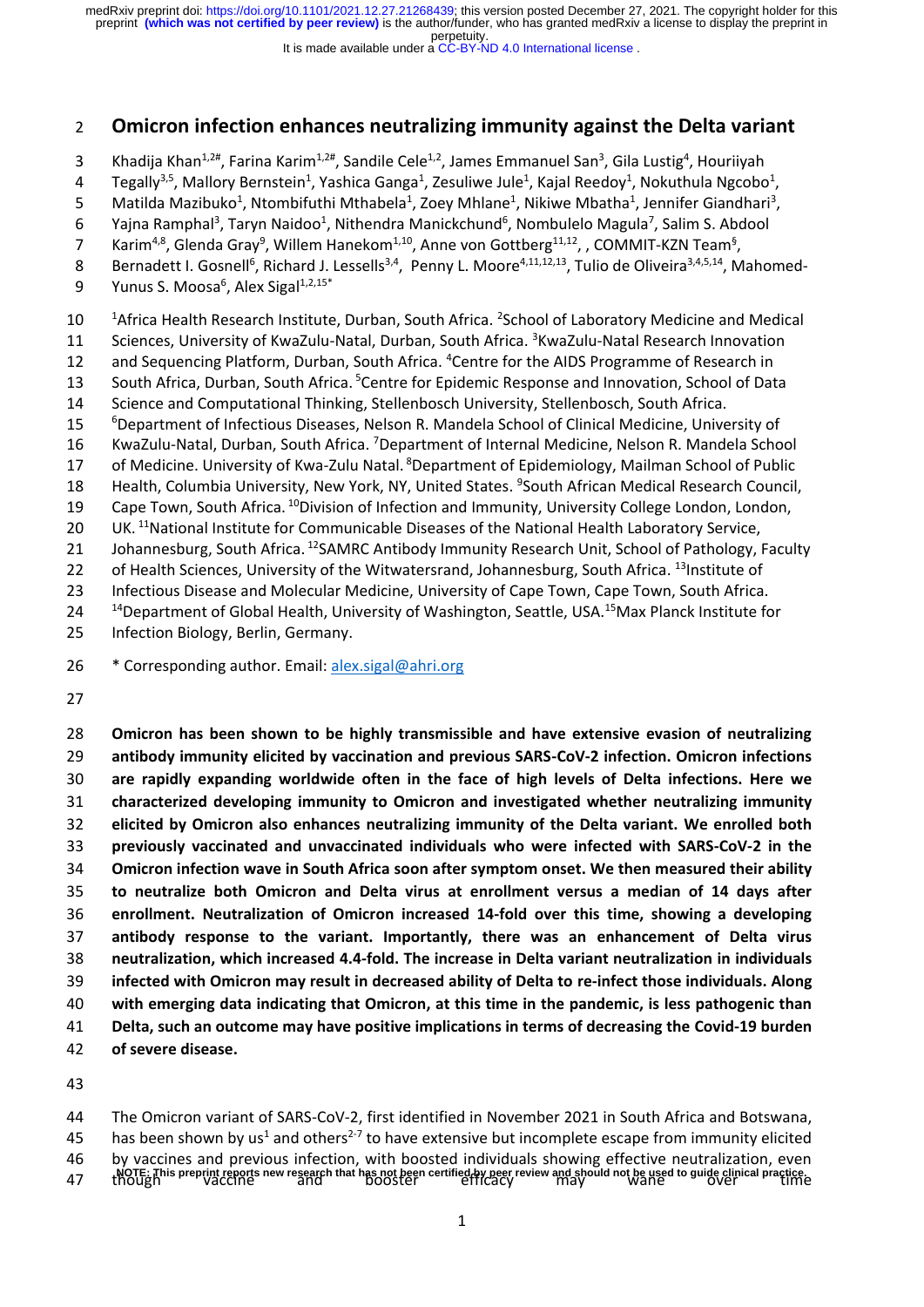# Omicron infection enhances neutralizing immunity against the Delta variant

Khadija Khan[1,2#], Farina Karim[1,2#], Sandile Cele[1,2], James Emmanuel San[3], Gila Lustig[4], Houriiyah Tegally[3,5], Mallory Bernstein[1], Yashica Ganga[1], Zesuliwe Jule[1], Kajal Reedoy[1], Nokuthula Ngcobo[1], Matilda Mazibuko[1], Ntombifuthi Mthabela[1], Zoey Mhlane[1], Nikiwe Mbatha[1], Jennifer Giandhari[3], Yajna Ramphal[3], Taryn Naidoo[1], Nithendra Manickchund[6], Nombulelo Magula[7], Salim S. Abdool Karim[4,8], Glenda Gray[9], Willem Hanekom[1,10], Anne von Gottberg[11,12], , COMMIT-KZN Team[§], Bernadett I. Gosnell[6], Richard J. Lessells[3,4], Penny L. Moore[4,11,12,13], Tulio de Oliveira[3,4,5,14], Mahomed-Yunus S. Moosa[6], Alex Sigal[1,2,15*]

[1]Africa Health Research Institute, Durban, South Africa. [2]School of Laboratory Medicine and Medical Sciences, University of KwaZulu-Natal, Durban, South Africa. [3]KwaZulu-Natal Research Innovation and Sequencing Platform, Durban, South Africa. [4]Centre for the AIDS Programme of Research in South Africa, Durban, South Africa. [5]Centre for Epidemic Response and Innovation, School of Data Science and Computational Thinking, Stellenbosch University, Stellenbosch, South Africa. [6]Department of Infectious Diseases, Nelson R. Mandela School of Clinical Medicine, University of KwaZulu-Natal, Durban, South Africa. [7]Department of Internal Medicine, Nelson R. Mandela School of Medicine. University of Kwa-Zulu Natal. [8]Department of Epidemiology, Mailman School of Public Health, Columbia University, New York, NY, United States. [9]South African Medical Research Council, Cape Town, South Africa. [10]Division of Infection and Immunity, University College London, London, UK. [11]National Institute for Communicable Diseases of the National Health Laboratory Service, Johannesburg, South Africa. [12]SAMRC Antibody Immunity Research Unit, School of Pathology, Faculty of Health Sciences, University of the Witwatersrand, Johannesburg, South Africa. [13]Institute of Infectious Disease and Molecular Medicine, University of Cape Town, Cape Town, South Africa. [14]Department of Global Health, University of Washington, Seattle, USA.[15]Max Planck Institute for Infection Biology, Berlin, Germany.

\* Corresponding author. Email: alex.sigal@ahri.org

**Omicron has been shown to be highly transmissible and have extensive evasion of neutralizing antibody immunity elicited by vaccination and previous SARS-CoV-2 infection. Omicron infections are rapidly expanding worldwide often in the face of high levels of Delta infections. Here we characterized developing immunity to Omicron and investigated whether neutralizing immunity elicited by Omicron also enhances neutralizing immunity of the Delta variant. We enrolled both previously vaccinated and unvaccinated individuals who were infected with SARS-CoV-2 in the Omicron infection wave in South Africa soon after symptom onset. We then measured their ability to neutralize both Omicron and Delta virus at enrollment versus a median of 14 days after enrollment. Neutralization of Omicron increased 14-fold over this time, showing a developing antibody response to the variant. Importantly, there was an enhancement of Delta virus neutralization, which increased 4.4-fold. The increase in Delta variant neutralization in individuals infected with Omicron may result in decreased ability of Delta to re-infect those individuals. Along with emerging data indicating that Omicron, at this time in the pandemic, is less pathogenic than Delta, such an outcome may have positive implications in terms of decreasing the Covid-19 burden of severe disease.**

The Omicron variant of SARS-CoV-2, first identified in November 2021 in South Africa and Botswana, has been shown by us[1] and others[2-7] to have extensive but incomplete escape from immunity elicited by vaccines and previous infection, with boosted individuals showing effective neutralization, even though vaccine and booster efficacy may wane over time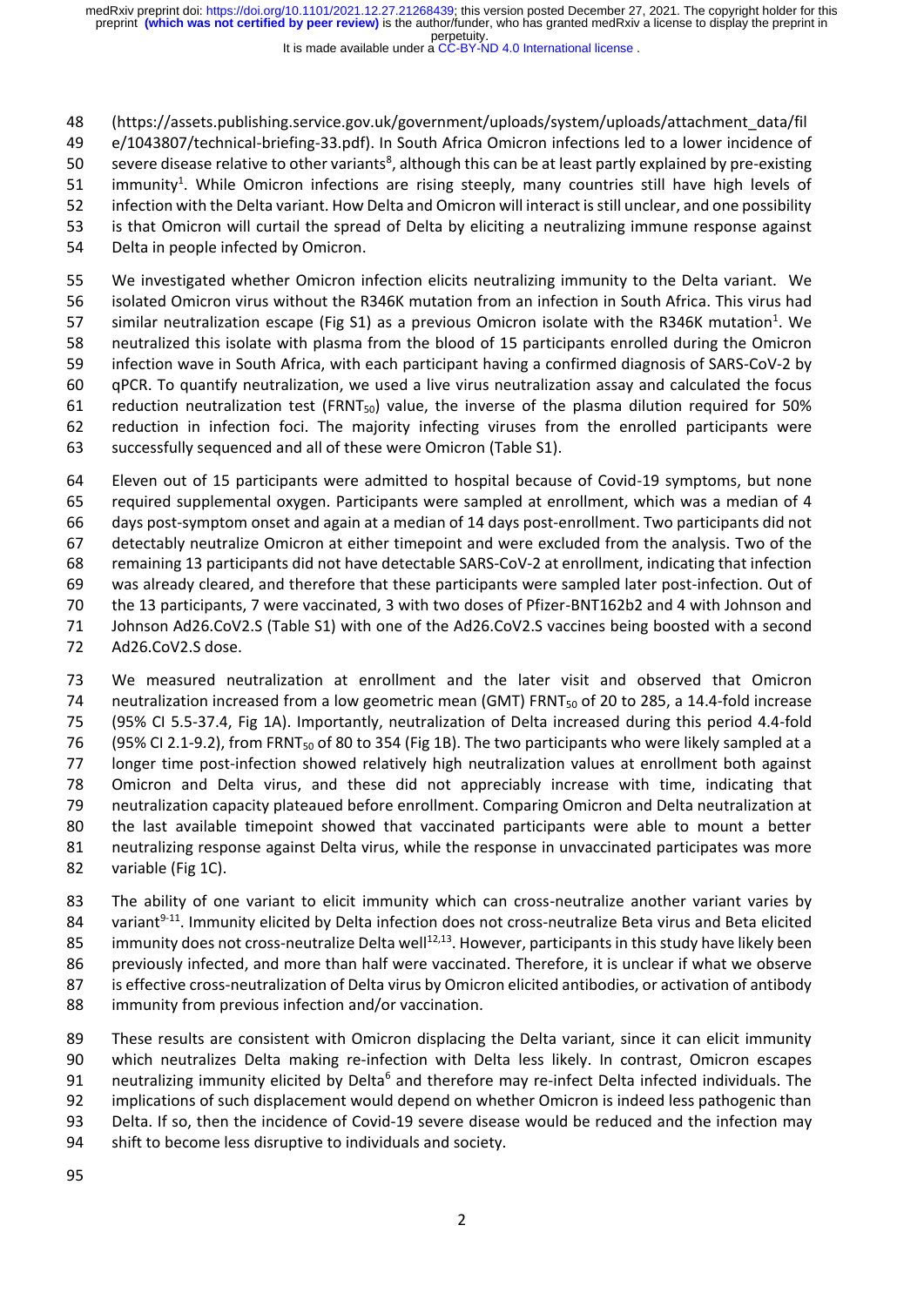(https://assets.publishing.service.gov.uk/government/uploads/system/uploads/attachment_data/file/1043807/technical-briefing-33.pdf). In South Africa Omicron infections led to a lower incidence of severe disease relative to other variants[8], although this can be at least partly explained by pre-existing immunity[1]. While Omicron infections are rising steeply, many countries still have high levels of infection with the Delta variant. How Delta and Omicron will interact is still unclear, and one possibility is that Omicron will curtail the spread of Delta by eliciting a neutralizing immune response against Delta in people infected by Omicron.

We investigated whether Omicron infection elicits neutralizing immunity to the Delta variant. We isolated Omicron virus without the R346K mutation from an infection in South Africa. This virus had similar neutralization escape (Fig S1) as a previous Omicron isolate with the R346K mutation[1]. We neutralized this isolate with plasma from the blood of 15 participants enrolled during the Omicron infection wave in South Africa, with each participant having a confirmed diagnosis of SARS-CoV-2 by qPCR. To quantify neutralization, we used a live virus neutralization assay and calculated the focus reduction neutralization test ($FRNT_{50}$) value, the inverse of the plasma dilution required for 50% reduction in infection foci. The majority infecting viruses from the enrolled participants were successfully sequenced and all of these were Omicron (Table S1).

Eleven out of 15 participants were admitted to hospital because of Covid-19 symptoms, but none required supplemental oxygen. Participants were sampled at enrollment, which was a median of 4 days post-symptom onset and again at a median of 14 days post-enrollment. Two participants did not detectably neutralize Omicron at either timepoint and were excluded from the analysis. Two of the remaining 13 participants did not have detectable SARS-CoV-2 at enrollment, indicating that infection was already cleared, and therefore that these participants were sampled later post-infection. Out of the 13 participants, 7 were vaccinated, 3 with two doses of Pfizer-BNT162b2 and 4 with Johnson and Johnson Ad26.CoV2.S (Table S1) with one of the Ad26.CoV2.S vaccines being boosted with a second Ad26.CoV2.S dose.

We measured neutralization at enrollment and the later visit and observed that Omicron neutralization increased from a low geometric mean (GMT) $FRNT_{50}$ of 20 to 285, a 14.4-fold increase (95% CI 5.5-37.4, Fig 1A). Importantly, neutralization of Delta increased during this period 4.4-fold (95% CI 2.1-9.2), from $FRNT_{50}$ of 80 to 354 (Fig 1B). The two participants who were likely sampled at a longer time post-infection showed relatively high neutralization values at enrollment both against Omicron and Delta virus, and these did not appreciably increase with time, indicating that neutralization capacity plateaued before enrollment. Comparing Omicron and Delta neutralization at the last available timepoint showed that vaccinated participants were able to mount a better neutralizing response against Delta virus, while the response in unvaccinated participates was more variable (Fig 1C).

The ability of one variant to elicit immunity which can cross-neutralize another variant varies by variant[9-11]. Immunity elicited by Delta infection does not cross-neutralize Beta virus and Beta elicited immunity does not cross-neutralize Delta well[12,13]. However, participants in this study have likely been previously infected, and more than half were vaccinated. Therefore, it is unclear if what we observe is effective cross-neutralization of Delta virus by Omicron elicited antibodies, or activation of antibody immunity from previous infection and/or vaccination.

These results are consistent with Omicron displacing the Delta variant, since it can elicit immunity which neutralizes Delta making re-infection with Delta less likely. In contrast, Omicron escapes neutralizing immunity elicited by Delta[6] and therefore may re-infect Delta infected individuals. The implications of such displacement would depend on whether Omicron is indeed less pathogenic than Delta. If so, then the incidence of Covid-19 severe disease would be reduced and the infection may shift to become less disruptive to individuals and society.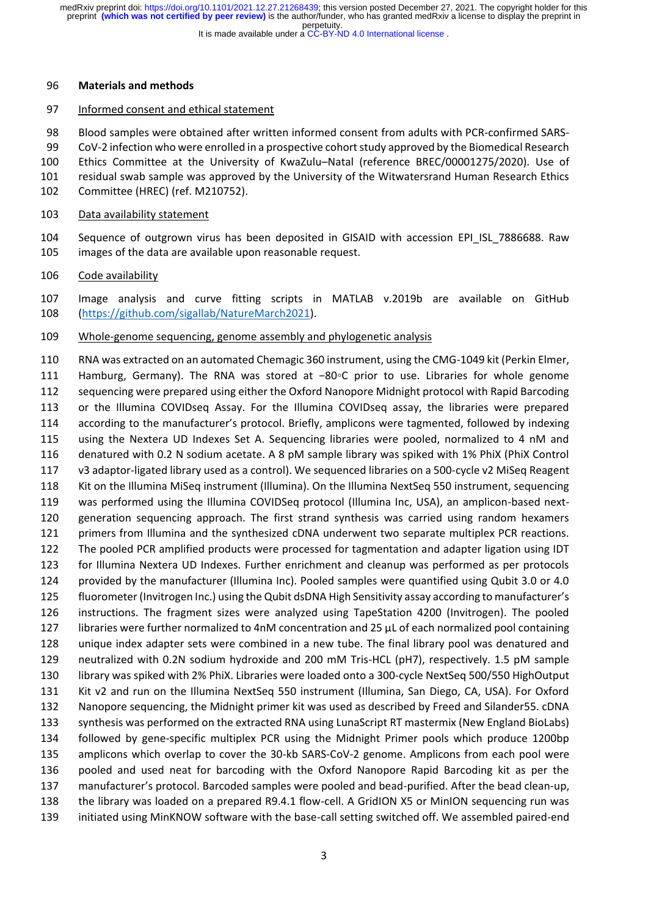## Materials and methods

Informed consent and ethical statement

Blood samples were obtained after written informed consent from adults with PCR-confirmed SARS-CoV-2 infection who were enrolled in a prospective cohort study approved by the Biomedical Research Ethics Committee at the University of KwaZulu–Natal (reference BREC/00001275/2020). Use of residual swab sample was approved by the University of the Witwatersrand Human Research Ethics Committee (HREC) (ref. M210752).

Data availability statement

Sequence of outgrown virus has been deposited in GISAID with accession EPI_ISL_7886688. Raw images of the data are available upon reasonable request.

Code availability

Image analysis and curve fitting scripts in MATLAB v.2019b are available on GitHub (https://github.com/sigallab/NatureMarch2021).

Whole-genome sequencing, genome assembly and phylogenetic analysis

RNA was extracted on an automated Chemagic 360 instrument, using the CMG-1049 kit (Perkin Elmer, Hamburg, Germany). The RNA was stored at −80◦C prior to use. Libraries for whole genome sequencing were prepared using either the Oxford Nanopore Midnight protocol with Rapid Barcoding or the Illumina COVIDseq Assay. For the Illumina COVIDseq assay, the libraries were prepared according to the manufacturer's protocol. Briefly, amplicons were tagmented, followed by indexing using the Nextera UD Indexes Set A. Sequencing libraries were pooled, normalized to 4 nM and denatured with 0.2 N sodium acetate. A 8 pM sample library was spiked with 1% PhiX (PhiX Control v3 adaptor-ligated library used as a control). We sequenced libraries on a 500-cycle v2 MiSeq Reagent Kit on the Illumina MiSeq instrument (Illumina). On the Illumina NextSeq 550 instrument, sequencing was performed using the Illumina COVIDSeq protocol (Illumina Inc, USA), an amplicon-based next-generation sequencing approach. The first strand synthesis was carried using random hexamers primers from Illumina and the synthesized cDNA underwent two separate multiplex PCR reactions. The pooled PCR amplified products were processed for tagmentation and adapter ligation using IDT for Illumina Nextera UD Indexes. Further enrichment and cleanup was performed as per protocols provided by the manufacturer (Illumina Inc). Pooled samples were quantified using Qubit 3.0 or 4.0 fluorometer (Invitrogen Inc.) using the Qubit dsDNA High Sensitivity assay according to manufacturer's instructions. The fragment sizes were analyzed using TapeStation 4200 (Invitrogen). The pooled libraries were further normalized to 4nM concentration and 25 µL of each normalized pool containing unique index adapter sets were combined in a new tube. The final library pool was denatured and neutralized with 0.2N sodium hydroxide and 200 mM Tris-HCL (pH7), respectively. 1.5 pM sample library was spiked with 2% PhiX. Libraries were loaded onto a 300-cycle NextSeq 500/550 HighOutput Kit v2 and run on the Illumina NextSeq 550 instrument (Illumina, San Diego, CA, USA). For Oxford Nanopore sequencing, the Midnight primer kit was used as described by Freed and Silander55. cDNA synthesis was performed on the extracted RNA using LunaScript RT mastermix (New England BioLabs) followed by gene-specific multiplex PCR using the Midnight Primer pools which produce 1200bp amplicons which overlap to cover the 30-kb SARS-CoV-2 genome. Amplicons from each pool were pooled and used neat for barcoding with the Oxford Nanopore Rapid Barcoding kit as per the manufacturer's protocol. Barcoded samples were pooled and bead-purified. After the bead clean-up, the library was loaded on a prepared R9.4.1 flow-cell. A GridION X5 or MinION sequencing run was initiated using MinKNOW software with the base-call setting switched off. We assembled paired-end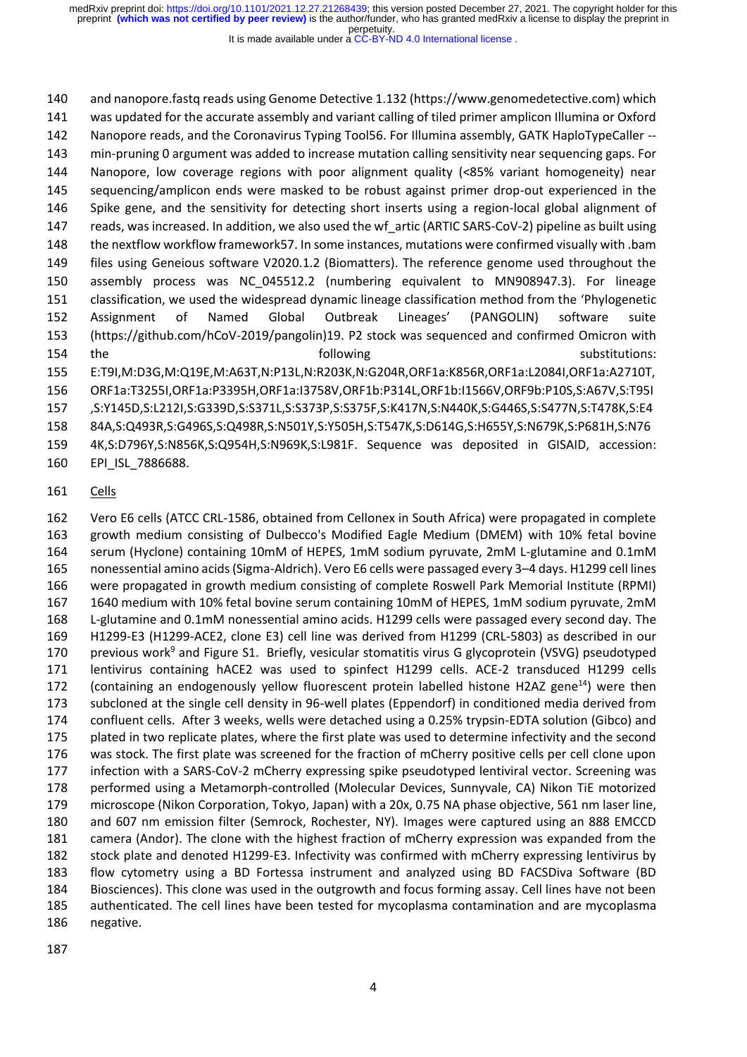and nanopore.fastq reads using Genome Detective 1.132 (https://www.genomedetective.com) which was updated for the accurate assembly and variant calling of tiled primer amplicon Illumina or Oxford Nanopore reads, and the Coronavirus Typing Tool56. For Illumina assembly, GATK HaploTypeCaller --min-pruning 0 argument was added to increase mutation calling sensitivity near sequencing gaps. For Nanopore, low coverage regions with poor alignment quality (<85% variant homogeneity) near sequencing/amplicon ends were masked to be robust against primer drop-out experienced in the Spike gene, and the sensitivity for detecting short inserts using a region-local global alignment of reads, was increased. In addition, we also used the wf_artic (ARTIC SARS-CoV-2) pipeline as built using the nextflow workflow framework57. In some instances, mutations were confirmed visually with .bam files using Geneious software V2020.1.2 (Biomatters). The reference genome used throughout the assembly process was NC_045512.2 (numbering equivalent to MN908947.3). For lineage classification, we used the widespread dynamic lineage classification method from the 'Phylogenetic Assignment of Named Global Outbreak Lineages' (PANGOLIN) software suite (https://github.com/hCoV-2019/pangolin)19. P2 stock was sequenced and confirmed Omicron with the following substitutions: E:T9I,M:D3G,M:Q19E,M:A63T,N:P13L,N:R203K,N:G204R,ORF1a:K856R,ORF1a:L2084I,ORF1a:A2710T,ORF1a:T3255I,ORF1a:P3395H,ORF1a:I3758V,ORF1b:P314L,ORF1b:I1566V,ORF9b:P10S,S:A67V,S:T95I,S:Y145D,S:L212I,S:G339D,S:S371L,S:S373P,S:S375F,S:K417N,S:N440K,S:G446S,S:S477N,S:T478K,S:E484A,S:Q493R,S:G496S,S:Q498R,S:N501Y,S:Y505H,S:T547K,S:D614G,S:H655Y,S:N679K,S:P681H,S:N764K,S:D796Y,S:N856K,S:Q954H,S:N969K,S:L981F. Sequence was deposited in GISAID, accession: EPI_ISL_7886688.

Cells

Vero E6 cells (ATCC CRL-1586, obtained from Cellonex in South Africa) were propagated in complete growth medium consisting of Dulbecco's Modified Eagle Medium (DMEM) with 10% fetal bovine serum (Hyclone) containing 10mM of HEPES, 1mM sodium pyruvate, 2mM L-glutamine and 0.1mM nonessential amino acids (Sigma-Aldrich). Vero E6 cells were passaged every 3–4 days. H1299 cell lines were propagated in growth medium consisting of complete Roswell Park Memorial Institute (RPMI) 1640 medium with 10% fetal bovine serum containing 10mM of HEPES, 1mM sodium pyruvate, 2mM L-glutamine and 0.1mM nonessential amino acids. H1299 cells were passaged every second day. The H1299-E3 (H1299-ACE2, clone E3) cell line was derived from H1299 (CRL-5803) as described in our previous work[9] and Figure S1. Briefly, vesicular stomatitis virus G glycoprotein (VSVG) pseudotyped lentivirus containing hACE2 was used to spinfect H1299 cells. ACE-2 transduced H1299 cells (containing an endogenously yellow fluorescent protein labelled histone H2AZ gene[14]) were then subcloned at the single cell density in 96-well plates (Eppendorf) in conditioned media derived from confluent cells. After 3 weeks, wells were detached using a 0.25% trypsin-EDTA solution (Gibco) and plated in two replicate plates, where the first plate was used to determine infectivity and the second was stock. The first plate was screened for the fraction of mCherry positive cells per cell clone upon infection with a SARS-CoV-2 mCherry expressing spike pseudotyped lentiviral vector. Screening was performed using a Metamorph-controlled (Molecular Devices, Sunnyvale, CA) Nikon TiE motorized microscope (Nikon Corporation, Tokyo, Japan) with a 20x, 0.75 NA phase objective, 561 nm laser line, and 607 nm emission filter (Semrock, Rochester, NY). Images were captured using an 888 EMCCD camera (Andor). The clone with the highest fraction of mCherry expression was expanded from the stock plate and denoted H1299-E3. Infectivity was confirmed with mCherry expressing lentivirus by flow cytometry using a BD Fortessa instrument and analyzed using BD FACSDiva Software (BD Biosciences). This clone was used in the outgrowth and focus forming assay. Cell lines have not been authenticated. The cell lines have been tested for mycoplasma contamination and are mycoplasma negative.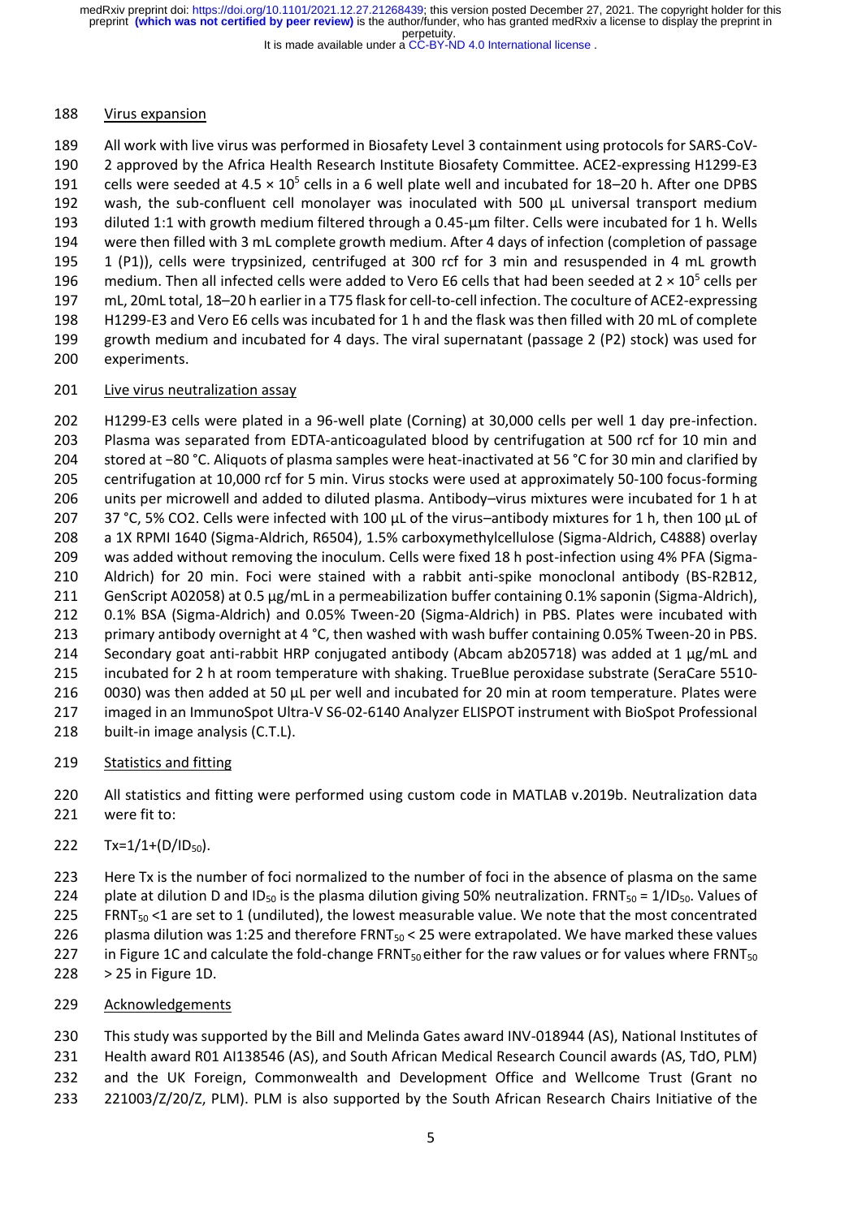## Virus expansion

All work with live virus was performed in Biosafety Level 3 containment using protocols for SARS-CoV-2 approved by the Africa Health Research Institute Biosafety Committee. ACE2-expressing H1299-E3 cells were seeded at $4.5 \times 10^5$ cells in a 6 well plate well and incubated for 18–20 h. After one DPBS wash, the sub-confluent cell monolayer was inoculated with 500 μL universal transport medium diluted 1:1 with growth medium filtered through a 0.45-μm filter. Cells were incubated for 1 h. Wells were then filled with 3 mL complete growth medium. After 4 days of infection (completion of passage 1 (P1)), cells were trypsinized, centrifuged at 300 rcf for 3 min and resuspended in 4 mL growth medium. Then all infected cells were added to Vero E6 cells that had been seeded at $2 \times 10^5$ cells per mL, 20mL total, 18–20 h earlier in a T75 flask for cell-to-cell infection. The coculture of ACE2-expressing H1299-E3 and Vero E6 cells was incubated for 1 h and the flask was then filled with 20 mL of complete growth medium and incubated for 4 days. The viral supernatant (passage 2 (P2) stock) was used for experiments.

## Live virus neutralization assay

H1299-E3 cells were plated in a 96-well plate (Corning) at 30,000 cells per well 1 day pre-infection. Plasma was separated from EDTA-anticoagulated blood by centrifugation at 500 rcf for 10 min and stored at −80 °C. Aliquots of plasma samples were heat-inactivated at 56 °C for 30 min and clarified by centrifugation at 10,000 rcf for 5 min. Virus stocks were used at approximately 50-100 focus-forming units per microwell and added to diluted plasma. Antibody–virus mixtures were incubated for 1 h at 37 °C, 5% CO2. Cells were infected with 100 μL of the virus–antibody mixtures for 1 h, then 100 μL of a 1X RPMI 1640 (Sigma-Aldrich, R6504), 1.5% carboxymethylcellulose (Sigma-Aldrich, C4888) overlay was added without removing the inoculum. Cells were fixed 18 h post-infection using 4% PFA (Sigma-Aldrich) for 20 min. Foci were stained with a rabbit anti-spike monoclonal antibody (BS-R2B12, GenScript A02058) at 0.5 μg/mL in a permeabilization buffer containing 0.1% saponin (Sigma-Aldrich), 0.1% BSA (Sigma-Aldrich) and 0.05% Tween-20 (Sigma-Aldrich) in PBS. Plates were incubated with primary antibody overnight at 4 °C, then washed with wash buffer containing 0.05% Tween-20 in PBS. Secondary goat anti-rabbit HRP conjugated antibody (Abcam ab205718) was added at 1 μg/mL and incubated for 2 h at room temperature with shaking. TrueBlue peroxidase substrate (SeraCare 5510-0030) was then added at 50 μL per well and incubated for 20 min at room temperature. Plates were imaged in an ImmunoSpot Ultra-V S6-02-6140 Analyzer ELISPOT instrument with BioSpot Professional built-in image analysis (C.T.L).

## Statistics and fitting

All statistics and fitting were performed using custom code in MATLAB v.2019b. Neutralization data were fit to:

$$Tx=1/1+(D/ID_{50}).$$

Here Tx is the number of foci normalized to the number of foci in the absence of plasma on the same plate at dilution D and $ID_{50}$ is the plasma dilution giving 50% neutralization. $FRNT_{50} = 1/ID_{50}$. Values of $FRNT_{50}$ <1 are set to 1 (undiluted), the lowest measurable value. We note that the most concentrated plasma dilution was 1:25 and therefore $FRNT_{50}$ < 25 were extrapolated. We have marked these values in Figure 1C and calculate the fold-change $FRNT_{50}$ either for the raw values or for values where $FRNT_{50}$ > 25 in Figure 1D.

## Acknowledgements

This study was supported by the Bill and Melinda Gates award INV-018944 (AS), National Institutes of Health award R01 AI138546 (AS), and South African Medical Research Council awards (AS, TdO, PLM) and the UK Foreign, Commonwealth and Development Office and Wellcome Trust (Grant no 221003/Z/20/Z, PLM). PLM is also supported by the South African Research Chairs Initiative of the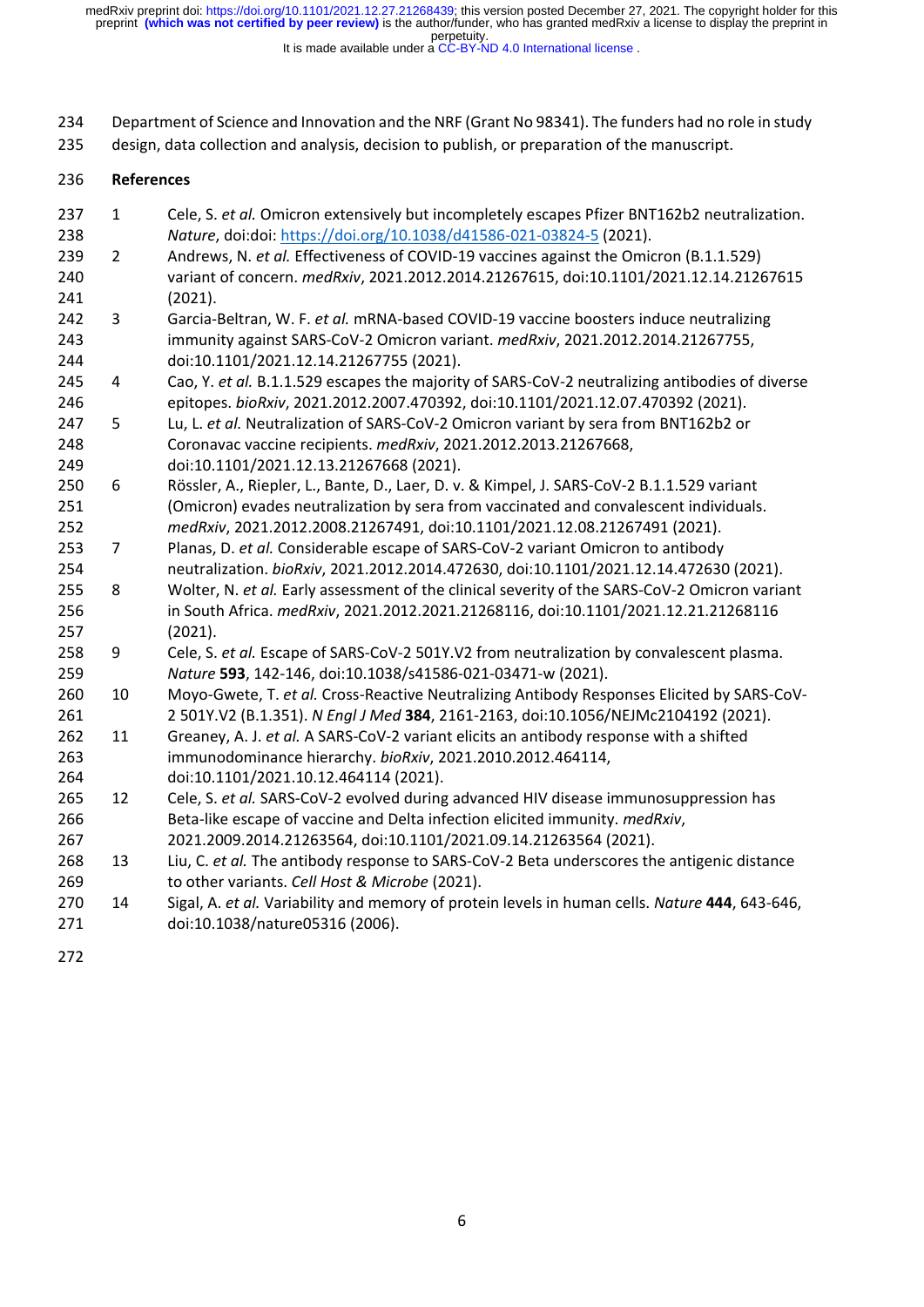Department of Science and Innovation and the NRF (Grant No 98341). The funders had no role in study design, data collection and analysis, decision to publish, or preparation of the manuscript.

## References

1. Cele, S. *et al.* Omicron extensively but incompletely escapes Pfizer BNT162b2 neutralization. *Nature*, doi:doi: https://doi.org/10.1038/d41586-021-03824-5 (2021).
2. Andrews, N. *et al.* Effectiveness of COVID-19 vaccines against the Omicron (B.1.1.529) variant of concern. *medRxiv*, 2021.2012.2014.21267615, doi:10.1101/2021.12.14.21267615 (2021).
3. Garcia-Beltran, W. F. *et al.* mRNA-based COVID-19 vaccine boosters induce neutralizing immunity against SARS-CoV-2 Omicron variant. *medRxiv*, 2021.2012.2014.21267755, doi:10.1101/2021.12.14.21267755 (2021).
4. Cao, Y. *et al.* B.1.1.529 escapes the majority of SARS-CoV-2 neutralizing antibodies of diverse epitopes. *bioRxiv*, 2021.2012.2007.470392, doi:10.1101/2021.12.07.470392 (2021).
5. Lu, L. *et al.* Neutralization of SARS-CoV-2 Omicron variant by sera from BNT162b2 or Coronavac vaccine recipients. *medRxiv*, 2021.2012.2013.21267668, doi:10.1101/2021.12.13.21267668 (2021).
6. Rössler, A., Riepler, L., Bante, D., Laer, D. v. & Kimpel, J. SARS-CoV-2 B.1.1.529 variant (Omicron) evades neutralization by sera from vaccinated and convalescent individuals. *medRxiv*, 2021.2012.2008.21267491, doi:10.1101/2021.12.08.21267491 (2021).
7. Planas, D. *et al.* Considerable escape of SARS-CoV-2 variant Omicron to antibody neutralization. *bioRxiv*, 2021.2012.2014.472630, doi:10.1101/2021.12.14.472630 (2021).
8. Wolter, N. *et al.* Early assessment of the clinical severity of the SARS-CoV-2 Omicron variant in South Africa. *medRxiv*, 2021.2012.2021.21268116, doi:10.1101/2021.12.21.21268116 (2021).
9. Cele, S. *et al.* Escape of SARS-CoV-2 501Y.V2 from neutralization by convalescent plasma. *Nature* **593**, 142-146, doi:10.1038/s41586-021-03471-w (2021).
10. Moyo-Gwete, T. *et al.* Cross-Reactive Neutralizing Antibody Responses Elicited by SARS-CoV-2 501Y.V2 (B.1.351). *N Engl J Med* **384**, 2161-2163, doi:10.1056/NEJMc2104192 (2021).
11. Greaney, A. J. *et al.* A SARS-CoV-2 variant elicits an antibody response with a shifted immunodominance hierarchy. *bioRxiv*, 2021.2010.2012.464114, doi:10.1101/2021.10.12.464114 (2021).
12. Cele, S. *et al.* SARS-CoV-2 evolved during advanced HIV disease immunosuppression has Beta-like escape of vaccine and Delta infection elicited immunity. *medRxiv*, 2021.2009.2014.21263564, doi:10.1101/2021.09.14.21263564 (2021).
13. Liu, C. *et al.* The antibody response to SARS-CoV-2 Beta underscores the antigenic distance to other variants. *Cell Host & Microbe* (2021).
14. Sigal, A. *et al.* Variability and memory of protein levels in human cells. *Nature* **444**, 643-646, doi:10.1038/nature05316 (2006).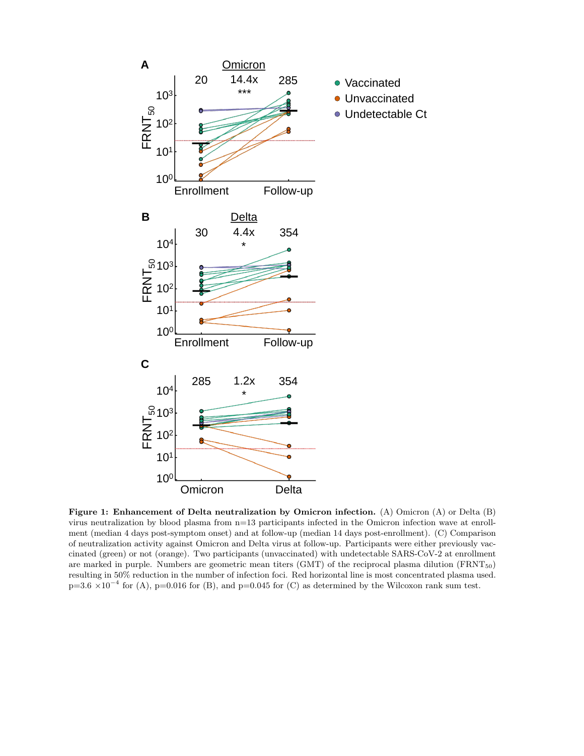A

Omicron

20 14.4x 285

***

FRNT$_{50}$

$10^3$

$10^2$

$10^1$

$10^0$

Enrollment Follow-up

Vaccinated

Unvaccinated

Undetectable Ct

B

Delta

30 4.4x 354

*

FRNT$_{50}$

$10^4$

$10^3$

$10^2$

$10^1$

$10^0$

Enrollment Follow-up

C

285 1.2x 354

*

FRNT$_{50}$

$10^4$

$10^3$

$10^2$

$10^1$

$10^0$

Omicron Delta

**Figure 1: Enhancement of Delta neutralization by Omicron infection.** (A) Omicron (A) or Delta (B) virus neutralization by blood plasma from n=13 participants infected in the Omicron infection wave at enrollment (median 4 days post-symptom onset) and at follow-up (median 14 days post-enrollment). (C) Comparison of neutralization activity against Omicron and Delta virus at follow-up. Participants were either previously vaccinated (green) or not (orange). Two participants (unvaccinated) with undetectable SARS-CoV-2 at enrollment are marked in purple. Numbers are geometric mean titers (GMT) of the reciprocal plasma dilution ($FRNT_{50}$) resulting in 50% reduction in the number of infection foci. Red horizontal line is most concentrated plasma used. $p=3.6 \times 10^{-4}$ for (A), $p=0.016$ for (B), and $p=0.045$ for (C) as determined by the Wilcoxon rank sum test.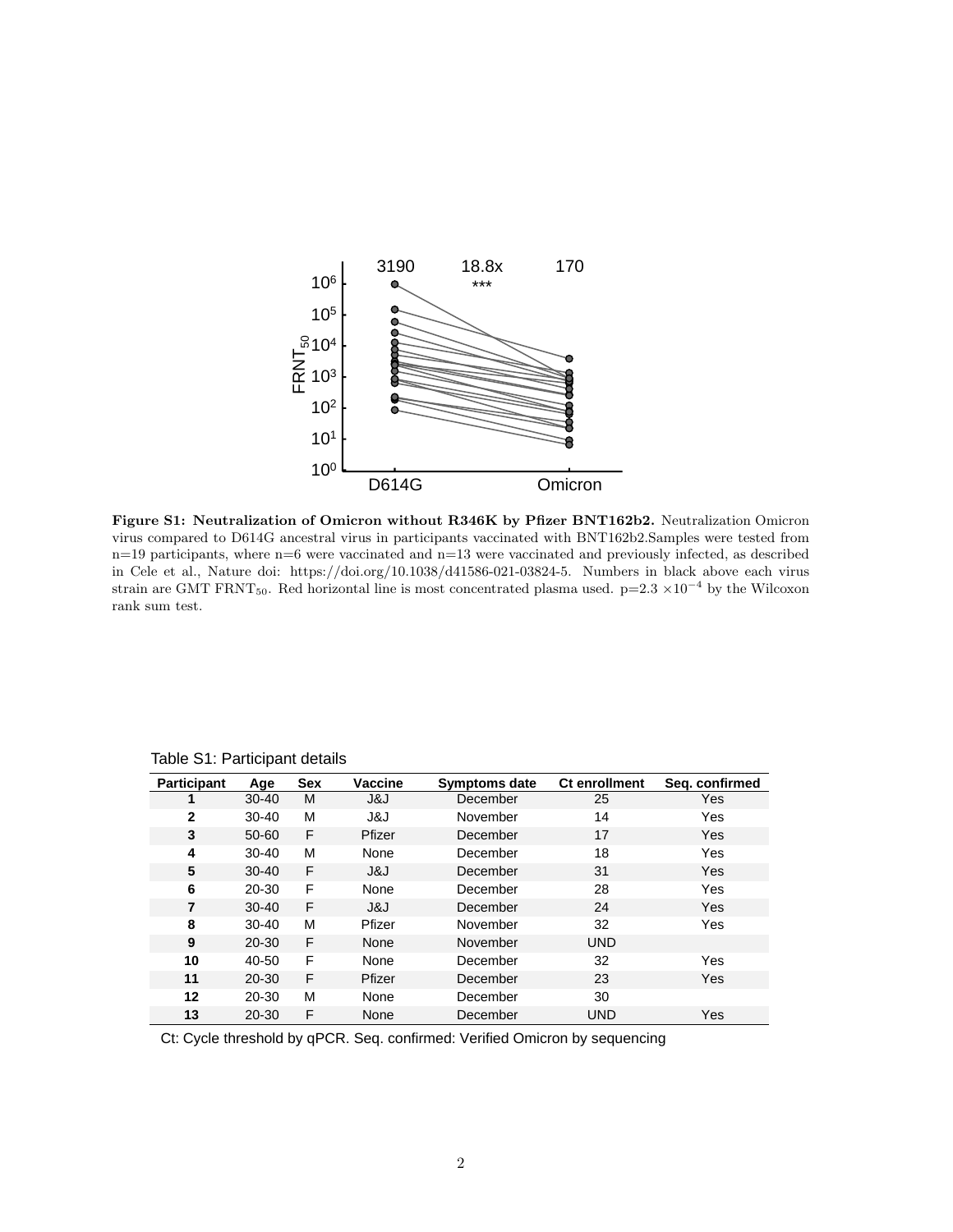3190 18.8x 170

***

$10^6$

$10^5$

$FRNT_{50}$ $10^4$

$10^3$

$10^2$

$10^1$

$10^0$

D614G Omicron

**Figure S1: Neutralization of Omicron without R346K by Pfizer BNT162b2.** Neutralization Omicron virus compared to D614G ancestral virus in participants vaccinated with BNT162b2.Samples were tested from n=19 participants, where n=6 were vaccinated and n=13 were vaccinated and previously infected, as described in Cele et al., Nature doi: https://doi.org/10.1038/d41586-021-03824-5. Numbers in black above each virus strain are GMT $FRNT_{50}$. Red horizontal line is most concentrated plasma used. $p=2.3 \times 10^{-4}$ by the Wilcoxon rank sum test.

Table S1: Participant details

| Participant | Age | Sex | Vaccine | Symptoms date | Ct enrollment | Seq. confirmed |
|---|---|---|---|---|---|---|
| 1 | 30-40 | M | J&J | December | 25 | Yes |
| 2 | 30-40 | M | J&J | November | 14 | Yes |
| 3 | 50-60 | F | Pfizer | December | 17 | Yes |
| 4 | 30-40 | M | None | December | 18 | Yes |
| 5 | 30-40 | F | J&J | December | 31 | Yes |
| 6 | 20-30 | F | None | December | 28 | Yes |
| 7 | 30-40 | F | J&J | December | 24 | Yes |
| 8 | 30-40 | M | Pfizer | November | 32 | Yes |
| 9 | 20-30 | F | None | November | UND | |
| 10 | 40-50 | F | None | December | 32 | Yes |
| 11 | 20-30 | F | Pfizer | December | 23 | Yes |
| 12 | 20-30 | M | None | December | 30 | |
| 13 | 20-30 | F | None | December | UND | Yes |

Ct: Cycle threshold by qPCR. Seq. confirmed: Verified Omicron by sequencing